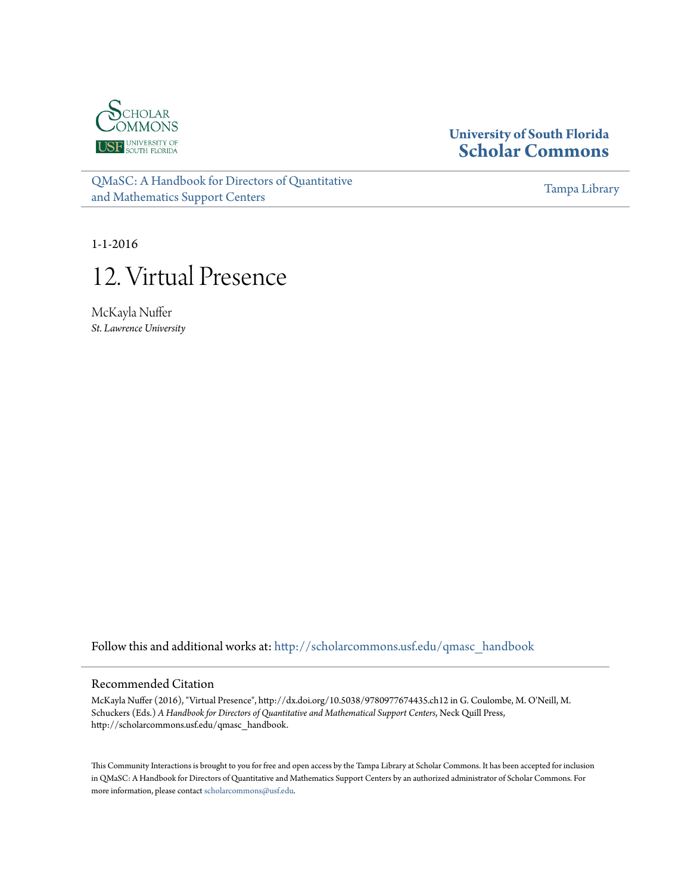Scholar Commons
USF University of South Florida

**University of South Florida**
**Scholar Commons**

QMaSC: A Handbook for Directors of Quantitative and Mathematics Support Centers

Tampa Library

1-1-2016

# 12. Virtual Presence

McKayla Nuffer
*St. Lawrence University*

Follow this and additional works at: http://scholarcommons.usf.edu/qmasc_handbook

## Recommended Citation

McKayla Nuffer (2016), "Virtual Presence", http://dx.doi.org/10.5038/9780977674435.ch12 in G. Coulombe, M. O'Neill, M. Schuckers (Eds.) *A Handbook for Directors of Quantitative and Mathematical Support Centers*, Neck Quill Press, http://scholarcommons.usf.edu/qmasc_handbook.

This Community Interactions is brought to you for free and open access by the Tampa Library at Scholar Commons. It has been accepted for inclusion in QMaSC: A Handbook for Directors of Quantitative and Mathematics Support Centers by an authorized administrator of Scholar Commons. For more information, please contact scholarcommons@usf.edu.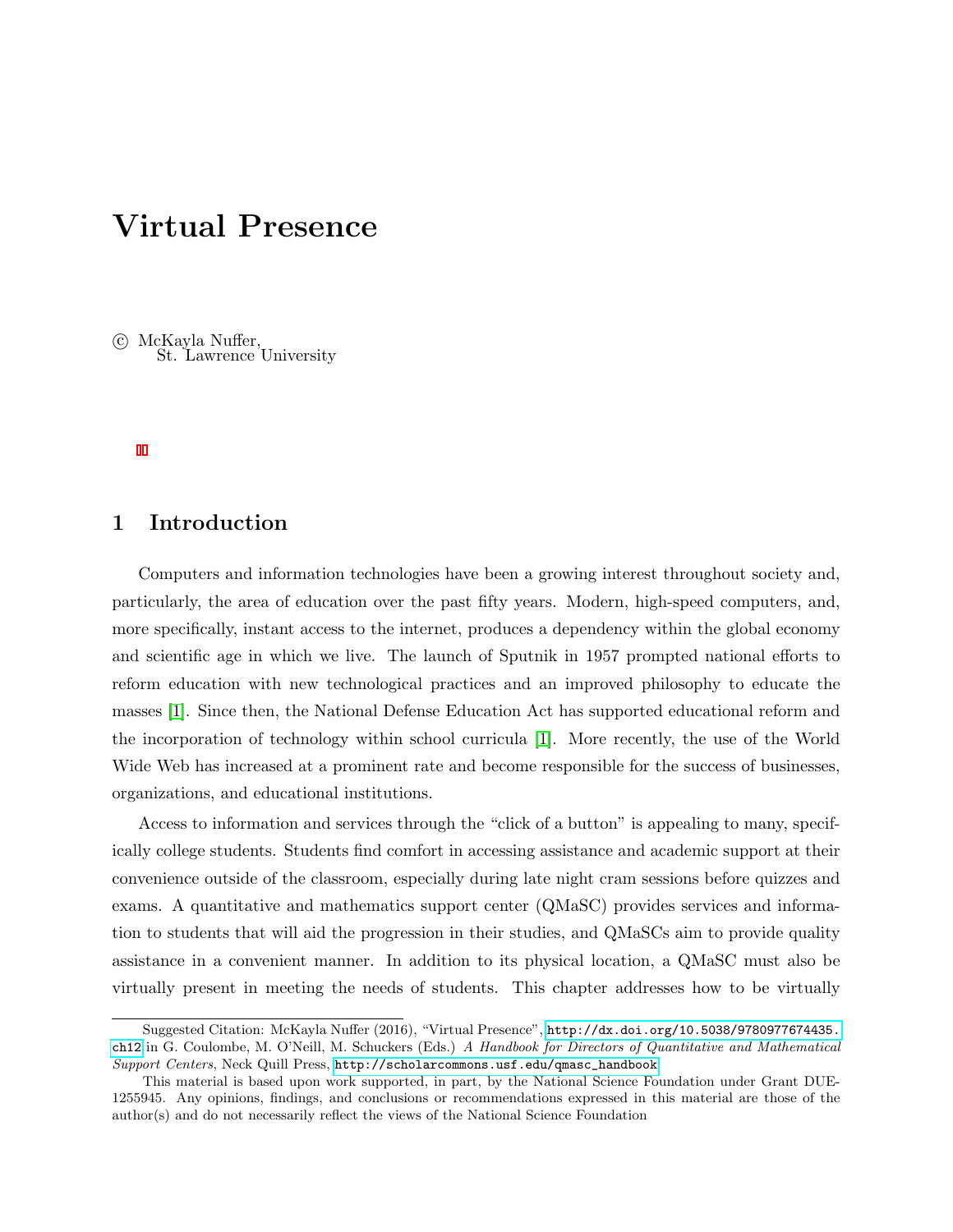# Virtual Presence

© McKayla Nuffer,
St. Lawrence University

## 1 Introduction

Computers and information technologies have been a growing interest throughout society and, particularly, the area of education over the past fifty years. Modern, high-speed computers, and, more specifically, instant access to the internet, produces a dependency within the global economy and scientific age in which we live. The launch of Sputnik in 1957 prompted national efforts to reform education with new technological practices and an improved philosophy to educate the masses [1]. Since then, the National Defense Education Act has supported educational reform and the incorporation of technology within school curricula [1]. More recently, the use of the World Wide Web has increased at a prominent rate and become responsible for the success of businesses, organizations, and educational institutions.

Access to information and services through the "click of a button" is appealing to many, specifically college students. Students find comfort in accessing assistance and academic support at their convenience outside of the classroom, especially during late night cram sessions before quizzes and exams. A quantitative and mathematics support center (QMaSC) provides services and information to students that will aid the progression in their studies, and QMaSCs aim to provide quality assistance in a convenient manner. In addition to its physical location, a QMaSC must also be virtually present in meeting the needs of students. This chapter addresses how to be virtually

Suggested Citation: McKayla Nuffer (2016), "Virtual Presence", http://dx.doi.org/10.5038/9780977674435.ch12 in G. Coulombe, M. O'Neill, M. Schuckers (Eds.) *A Handbook for Directors of Quantitative and Mathematical Support Centers*, Neck Quill Press, http://scholarcommons.usf.edu/qmasc_handbook

This material is based upon work supported, in part, by the National Science Foundation under Grant DUE-1255945. Any opinions, findings, and conclusions or recommendations expressed in this material are those of the author(s) and do not necessarily reflect the views of the National Science Foundation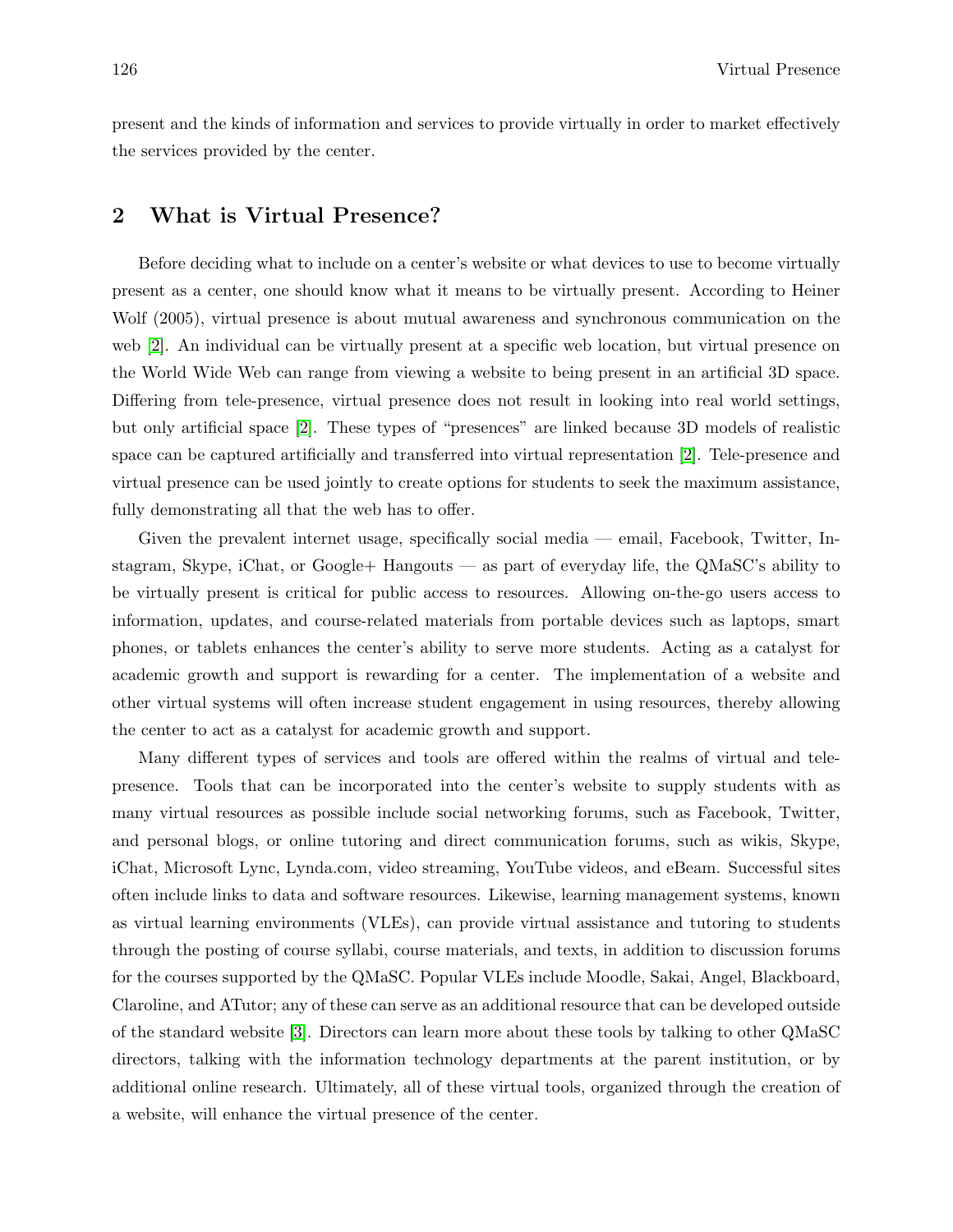present and the kinds of information and services to provide virtually in order to market effectively the services provided by the center.

## 2 What is Virtual Presence?

Before deciding what to include on a center's website or what devices to use to become virtually present as a center, one should know what it means to be virtually present. According to Heiner Wolf (2005), virtual presence is about mutual awareness and synchronous communication on the web [2]. An individual can be virtually present at a specific web location, but virtual presence on the World Wide Web can range from viewing a website to being present in an artificial 3D space. Differing from tele-presence, virtual presence does not result in looking into real world settings, but only artificial space [2]. These types of "presences" are linked because 3D models of realistic space can be captured artificially and transferred into virtual representation [2]. Tele-presence and virtual presence can be used jointly to create options for students to seek the maximum assistance, fully demonstrating all that the web has to offer.

Given the prevalent internet usage, specifically social media — email, Facebook, Twitter, Instagram, Skype, iChat, or Google+ Hangouts — as part of everyday life, the QMaSC's ability to be virtually present is critical for public access to resources. Allowing on-the-go users access to information, updates, and course-related materials from portable devices such as laptops, smart phones, or tablets enhances the center's ability to serve more students. Acting as a catalyst for academic growth and support is rewarding for a center. The implementation of a website and other virtual systems will often increase student engagement in using resources, thereby allowing the center to act as a catalyst for academic growth and support.

Many different types of services and tools are offered within the realms of virtual and tele-presence. Tools that can be incorporated into the center's website to supply students with as many virtual resources as possible include social networking forums, such as Facebook, Twitter, and personal blogs, or online tutoring and direct communication forums, such as wikis, Skype, iChat, Microsoft Lync, Lynda.com, video streaming, YouTube videos, and eBeam. Successful sites often include links to data and software resources. Likewise, learning management systems, known as virtual learning environments (VLEs), can provide virtual assistance and tutoring to students through the posting of course syllabi, course materials, and texts, in addition to discussion forums for the courses supported by the QMaSC. Popular VLEs include Moodle, Sakai, Angel, Blackboard, Claroline, and ATutor; any of these can serve as an additional resource that can be developed outside of the standard website [3]. Directors can learn more about these tools by talking to other QMaSC directors, talking with the information technology departments at the parent institution, or by additional online research. Ultimately, all of these virtual tools, organized through the creation of a website, will enhance the virtual presence of the center.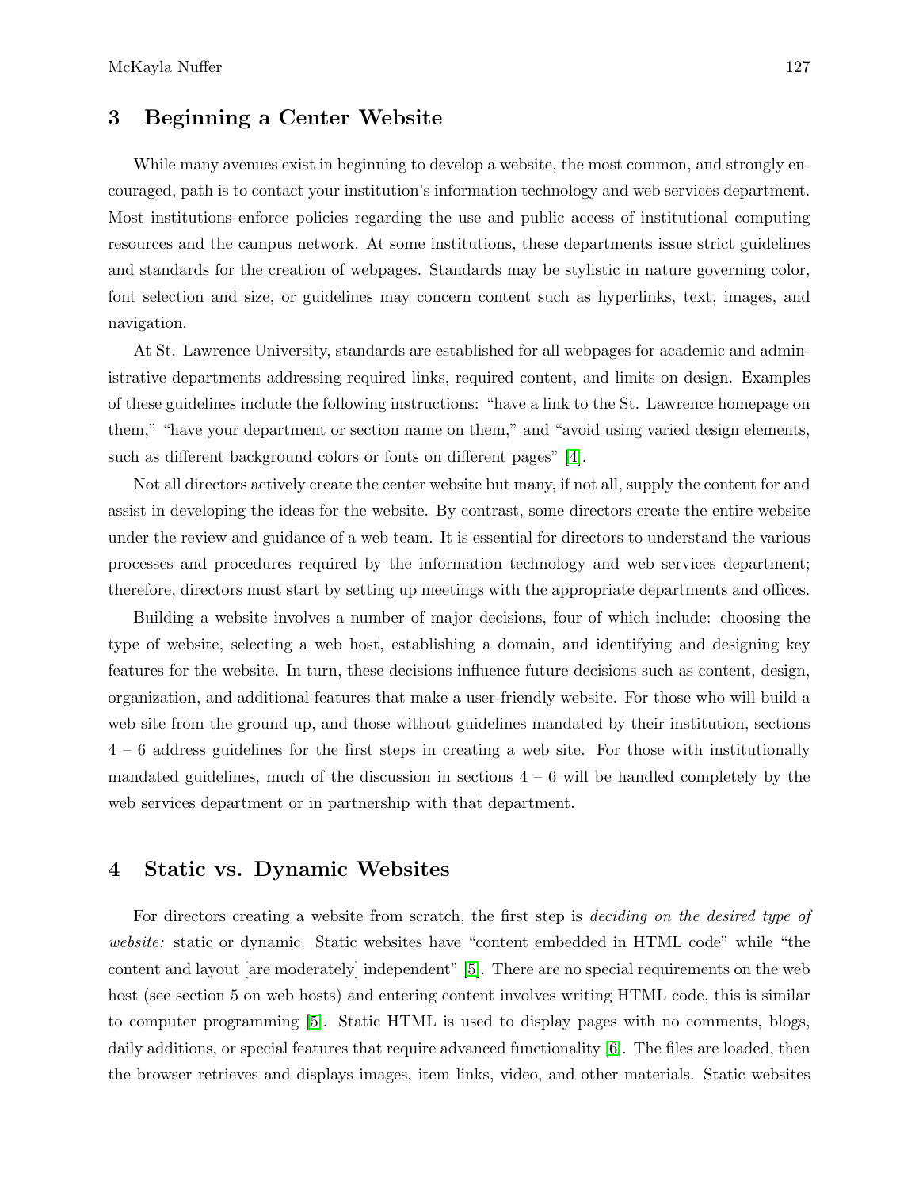## 3 Beginning a Center Website

While many avenues exist in beginning to develop a website, the most common, and strongly encouraged, path is to contact your institution's information technology and web services department. Most institutions enforce policies regarding the use and public access of institutional computing resources and the campus network. At some institutions, these departments issue strict guidelines and standards for the creation of webpages. Standards may be stylistic in nature governing color, font selection and size, or guidelines may concern content such as hyperlinks, text, images, and navigation.

At St. Lawrence University, standards are established for all webpages for academic and administrative departments addressing required links, required content, and limits on design. Examples of these guidelines include the following instructions: "have a link to the St. Lawrence homepage on them," "have your department or section name on them," and "avoid using varied design elements, such as different background colors or fonts on different pages" [4].

Not all directors actively create the center website but many, if not all, supply the content for and assist in developing the ideas for the website. By contrast, some directors create the entire website under the review and guidance of a web team. It is essential for directors to understand the various processes and procedures required by the information technology and web services department; therefore, directors must start by setting up meetings with the appropriate departments and offices.

Building a website involves a number of major decisions, four of which include: choosing the type of website, selecting a web host, establishing a domain, and identifying and designing key features for the website. In turn, these decisions influence future decisions such as content, design, organization, and additional features that make a user-friendly website. For those who will build a web site from the ground up, and those without guidelines mandated by their institution, sections 4 – 6 address guidelines for the first steps in creating a web site. For those with institutionally mandated guidelines, much of the discussion in sections 4 – 6 will be handled completely by the web services department or in partnership with that department.

## 4 Static vs. Dynamic Websites

For directors creating a website from scratch, the first step is *deciding on the desired type of website:* static or dynamic. Static websites have "content embedded in HTML code" while "the content and layout [are moderately] independent" [5]. There are no special requirements on the web host (see section 5 on web hosts) and entering content involves writing HTML code, this is similar to computer programming [5]. Static HTML is used to display pages with no comments, blogs, daily additions, or special features that require advanced functionality [6]. The files are loaded, then the browser retrieves and displays images, item links, video, and other materials. Static websites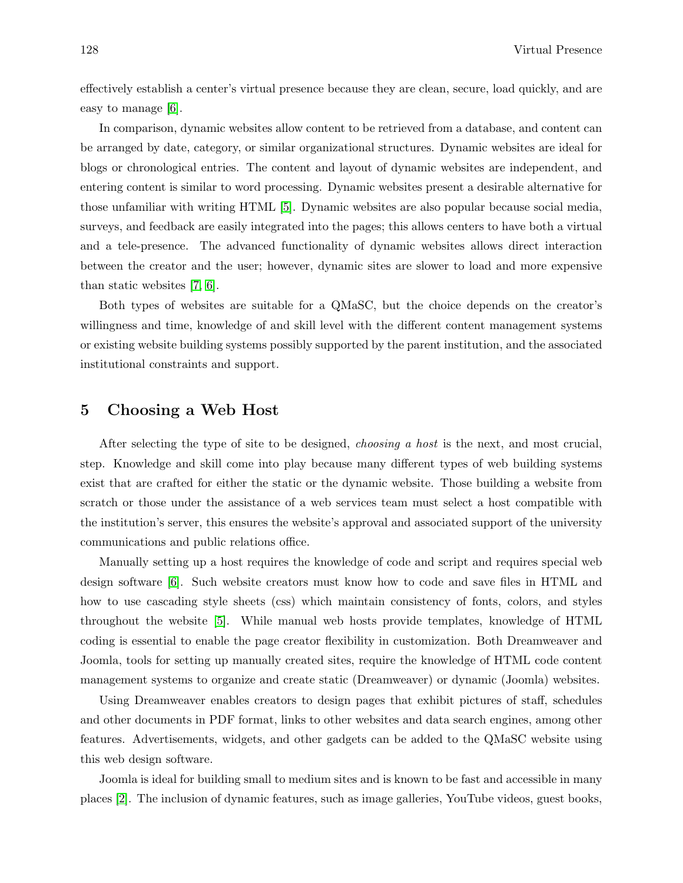effectively establish a center's virtual presence because they are clean, secure, load quickly, and are easy to manage [6].

In comparison, dynamic websites allow content to be retrieved from a database, and content can be arranged by date, category, or similar organizational structures. Dynamic websites are ideal for blogs or chronological entries. The content and layout of dynamic websites are independent, and entering content is similar to word processing. Dynamic websites present a desirable alternative for those unfamiliar with writing HTML [5]. Dynamic websites are also popular because social media, surveys, and feedback are easily integrated into the pages; this allows centers to have both a virtual and a tele-presence. The advanced functionality of dynamic websites allows direct interaction between the creator and the user; however, dynamic sites are slower to load and more expensive than static websites [7, 6].

Both types of websites are suitable for a QMaSC, but the choice depends on the creator's willingness and time, knowledge of and skill level with the different content management systems or existing website building systems possibly supported by the parent institution, and the associated institutional constraints and support.

## 5 Choosing a Web Host

After selecting the type of site to be designed, *choosing a host* is the next, and most crucial, step. Knowledge and skill come into play because many different types of web building systems exist that are crafted for either the static or the dynamic website. Those building a website from scratch or those under the assistance of a web services team must select a host compatible with the institution's server, this ensures the website's approval and associated support of the university communications and public relations office.

Manually setting up a host requires the knowledge of code and script and requires special web design software [6]. Such website creators must know how to code and save files in HTML and how to use cascading style sheets (css) which maintain consistency of fonts, colors, and styles throughout the website [5]. While manual web hosts provide templates, knowledge of HTML coding is essential to enable the page creator flexibility in customization. Both Dreamweaver and Joomla, tools for setting up manually created sites, require the knowledge of HTML code content management systems to organize and create static (Dreamweaver) or dynamic (Joomla) websites.

Using Dreamweaver enables creators to design pages that exhibit pictures of staff, schedules and other documents in PDF format, links to other websites and data search engines, among other features. Advertisements, widgets, and other gadgets can be added to the QMaSC website using this web design software.

Joomla is ideal for building small to medium sites and is known to be fast and accessible in many places [2]. The inclusion of dynamic features, such as image galleries, YouTube videos, guest books,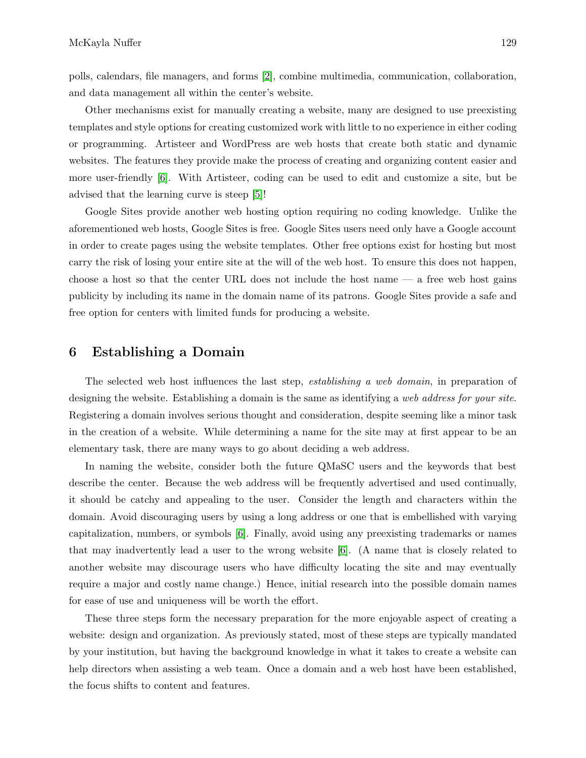polls, calendars, file managers, and forms [2], combine multimedia, communication, collaboration, and data management all within the center's website.

Other mechanisms exist for manually creating a website, many are designed to use preexisting templates and style options for creating customized work with little to no experience in either coding or programming. Artisteer and WordPress are web hosts that create both static and dynamic websites. The features they provide make the process of creating and organizing content easier and more user-friendly [6]. With Artisteer, coding can be used to edit and customize a site, but be advised that the learning curve is steep [5]!

Google Sites provide another web hosting option requiring no coding knowledge. Unlike the aforementioned web hosts, Google Sites is free. Google Sites users need only have a Google account in order to create pages using the website templates. Other free options exist for hosting but most carry the risk of losing your entire site at the will of the web host. To ensure this does not happen, choose a host so that the center URL does not include the host name — a free web host gains publicity by including its name in the domain name of its patrons. Google Sites provide a safe and free option for centers with limited funds for producing a website.

## 6 Establishing a Domain

The selected web host influences the last step, *establishing a web domain*, in preparation of designing the website. Establishing a domain is the same as identifying a *web address for your site.* Registering a domain involves serious thought and consideration, despite seeming like a minor task in the creation of a website. While determining a name for the site may at first appear to be an elementary task, there are many ways to go about deciding a web address.

In naming the website, consider both the future QMaSC users and the keywords that best describe the center. Because the web address will be frequently advertised and used continually, it should be catchy and appealing to the user. Consider the length and characters within the domain. Avoid discouraging users by using a long address or one that is embellished with varying capitalization, numbers, or symbols [6]. Finally, avoid using any preexisting trademarks or names that may inadvertently lead a user to the wrong website [6]. (A name that is closely related to another website may discourage users who have difficulty locating the site and may eventually require a major and costly name change.) Hence, initial research into the possible domain names for ease of use and uniqueness will be worth the effort.

These three steps form the necessary preparation for the more enjoyable aspect of creating a website: design and organization. As previously stated, most of these steps are typically mandated by your institution, but having the background knowledge in what it takes to create a website can help directors when assisting a web team. Once a domain and a web host have been established, the focus shifts to content and features.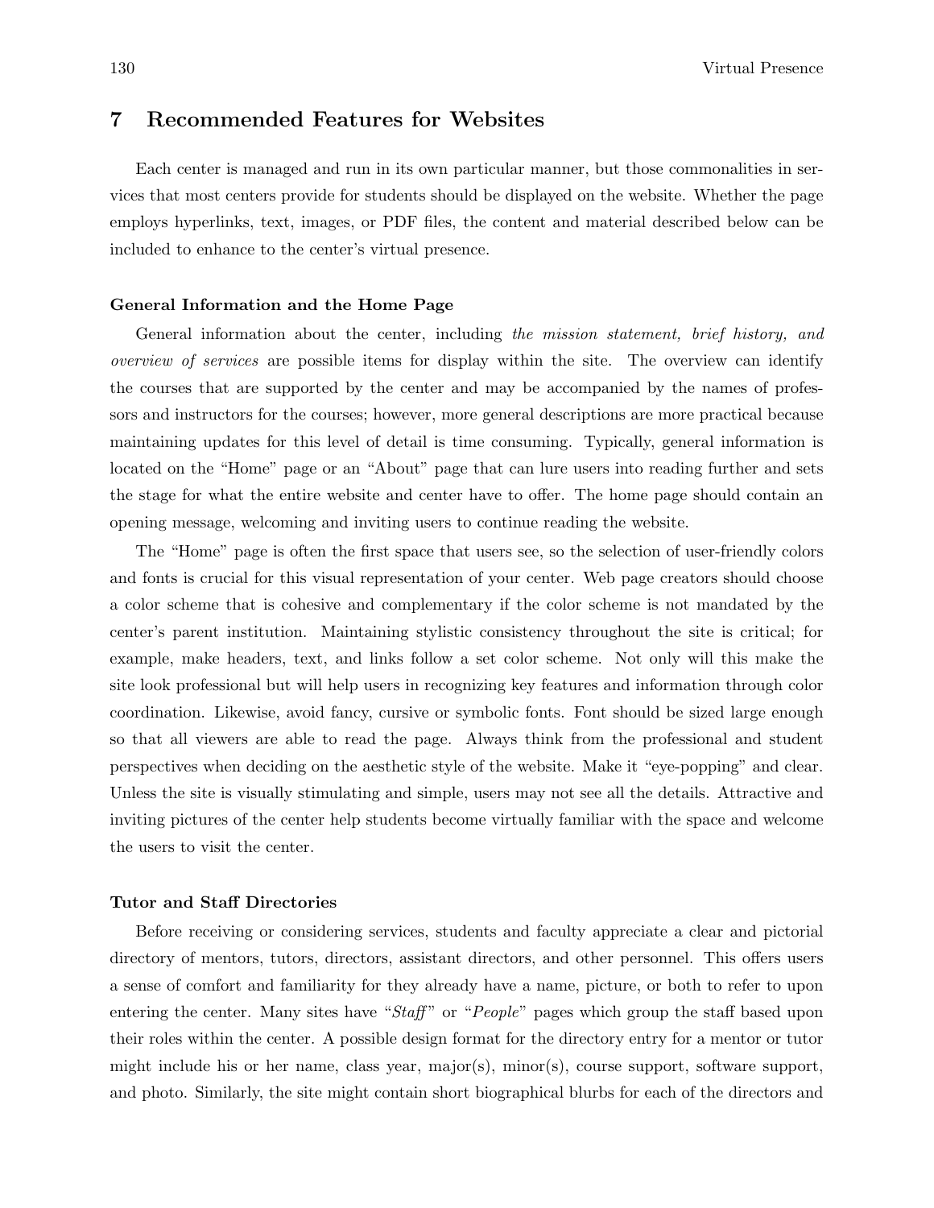## 7 Recommended Features for Websites

Each center is managed and run in its own particular manner, but those commonalities in services that most centers provide for students should be displayed on the website. Whether the page employs hyperlinks, text, images, or PDF files, the content and material described below can be included to enhance to the center's virtual presence.

#### General Information and the Home Page

General information about the center, including *the mission statement, brief history, and overview of services* are possible items for display within the site. The overview can identify the courses that are supported by the center and may be accompanied by the names of professors and instructors for the courses; however, more general descriptions are more practical because maintaining updates for this level of detail is time consuming. Typically, general information is located on the "Home" page or an "About" page that can lure users into reading further and sets the stage for what the entire website and center have to offer. The home page should contain an opening message, welcoming and inviting users to continue reading the website.

The "Home" page is often the first space that users see, so the selection of user-friendly colors and fonts is crucial for this visual representation of your center. Web page creators should choose a color scheme that is cohesive and complementary if the color scheme is not mandated by the center's parent institution. Maintaining stylistic consistency throughout the site is critical; for example, make headers, text, and links follow a set color scheme. Not only will this make the site look professional but will help users in recognizing key features and information through color coordination. Likewise, avoid fancy, cursive or symbolic fonts. Font should be sized large enough so that all viewers are able to read the page. Always think from the professional and student perspectives when deciding on the aesthetic style of the website. Make it "eye-popping" and clear. Unless the site is visually stimulating and simple, users may not see all the details. Attractive and inviting pictures of the center help students become virtually familiar with the space and welcome the users to visit the center.

#### Tutor and Staff Directories

Before receiving or considering services, students and faculty appreciate a clear and pictorial directory of mentors, tutors, directors, assistant directors, and other personnel. This offers users a sense of comfort and familiarity for they already have a name, picture, or both to refer to upon entering the center. Many sites have "*Staff*" or "*People*" pages which group the staff based upon their roles within the center. A possible design format for the directory entry for a mentor or tutor might include his or her name, class year, major(s), minor(s), course support, software support, and photo. Similarly, the site might contain short biographical blurbs for each of the directors and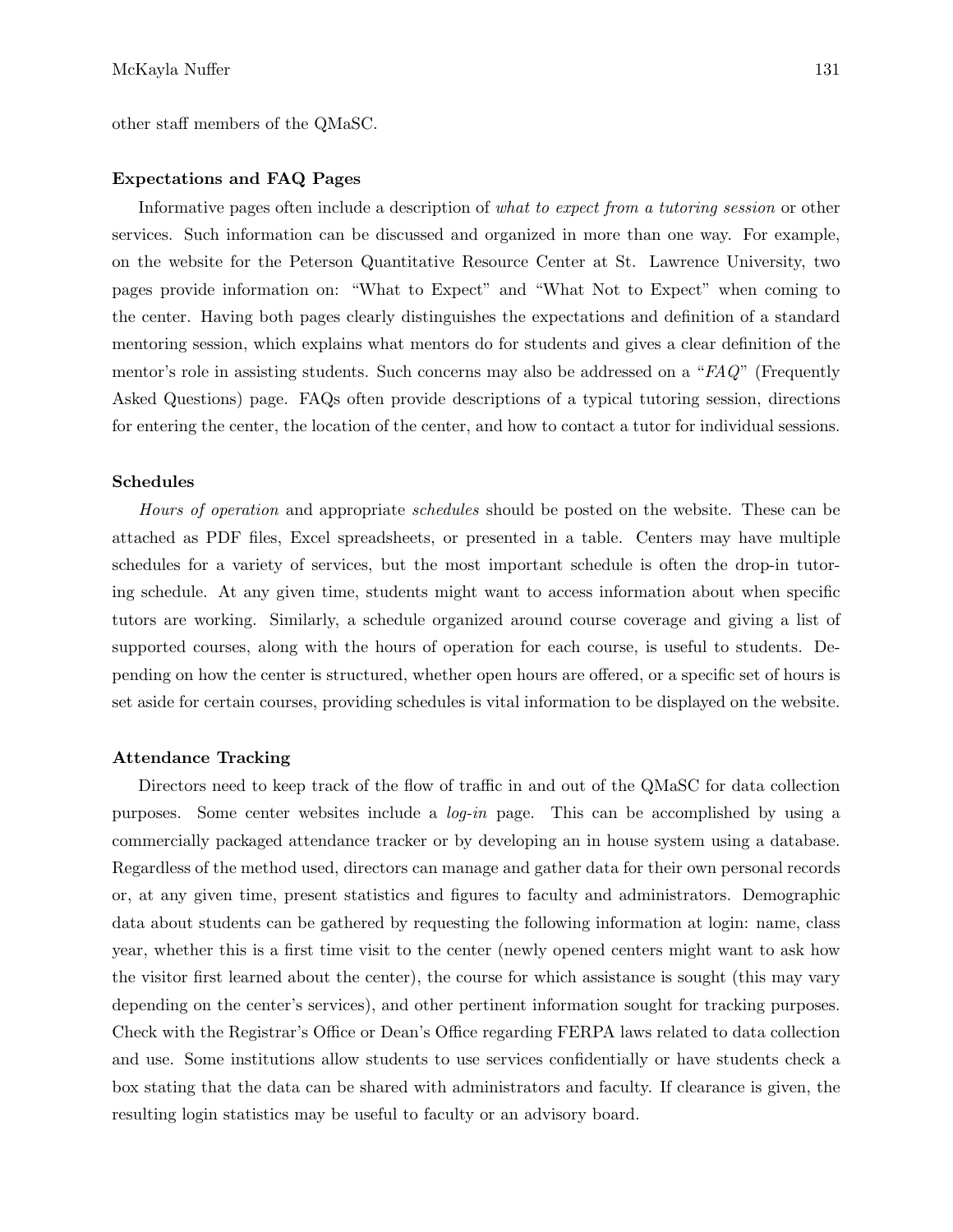other staff members of the QMaSC.

### Expectations and FAQ Pages

Informative pages often include a description of *what to expect from a tutoring session* or other services. Such information can be discussed and organized in more than one way. For example, on the website for the Peterson Quantitative Resource Center at St. Lawrence University, two pages provide information on: "What to Expect" and "What Not to Expect" when coming to the center. Having both pages clearly distinguishes the expectations and definition of a standard mentoring session, which explains what mentors do for students and gives a clear definition of the mentor's role in assisting students. Such concerns may also be addressed on a "*FAQ*" (Frequently Asked Questions) page. FAQs often provide descriptions of a typical tutoring session, directions for entering the center, the location of the center, and how to contact a tutor for individual sessions.

### Schedules

*Hours of operation* and appropriate *schedules* should be posted on the website. These can be attached as PDF files, Excel spreadsheets, or presented in a table. Centers may have multiple schedules for a variety of services, but the most important schedule is often the drop-in tutoring schedule. At any given time, students might want to access information about when specific tutors are working. Similarly, a schedule organized around course coverage and giving a list of supported courses, along with the hours of operation for each course, is useful to students. Depending on how the center is structured, whether open hours are offered, or a specific set of hours is set aside for certain courses, providing schedules is vital information to be displayed on the website.

### Attendance Tracking

Directors need to keep track of the flow of traffic in and out of the QMaSC for data collection purposes. Some center websites include a *log-in* page. This can be accomplished by using a commercially packaged attendance tracker or by developing an in house system using a database. Regardless of the method used, directors can manage and gather data for their own personal records or, at any given time, present statistics and figures to faculty and administrators. Demographic data about students can be gathered by requesting the following information at login: name, class year, whether this is a first time visit to the center (newly opened centers might want to ask how the visitor first learned about the center), the course for which assistance is sought (this may vary depending on the center's services), and other pertinent information sought for tracking purposes. Check with the Registrar's Office or Dean's Office regarding FERPA laws related to data collection and use. Some institutions allow students to use services confidentially or have students check a box stating that the data can be shared with administrators and faculty. If clearance is given, the resulting login statistics may be useful to faculty or an advisory board.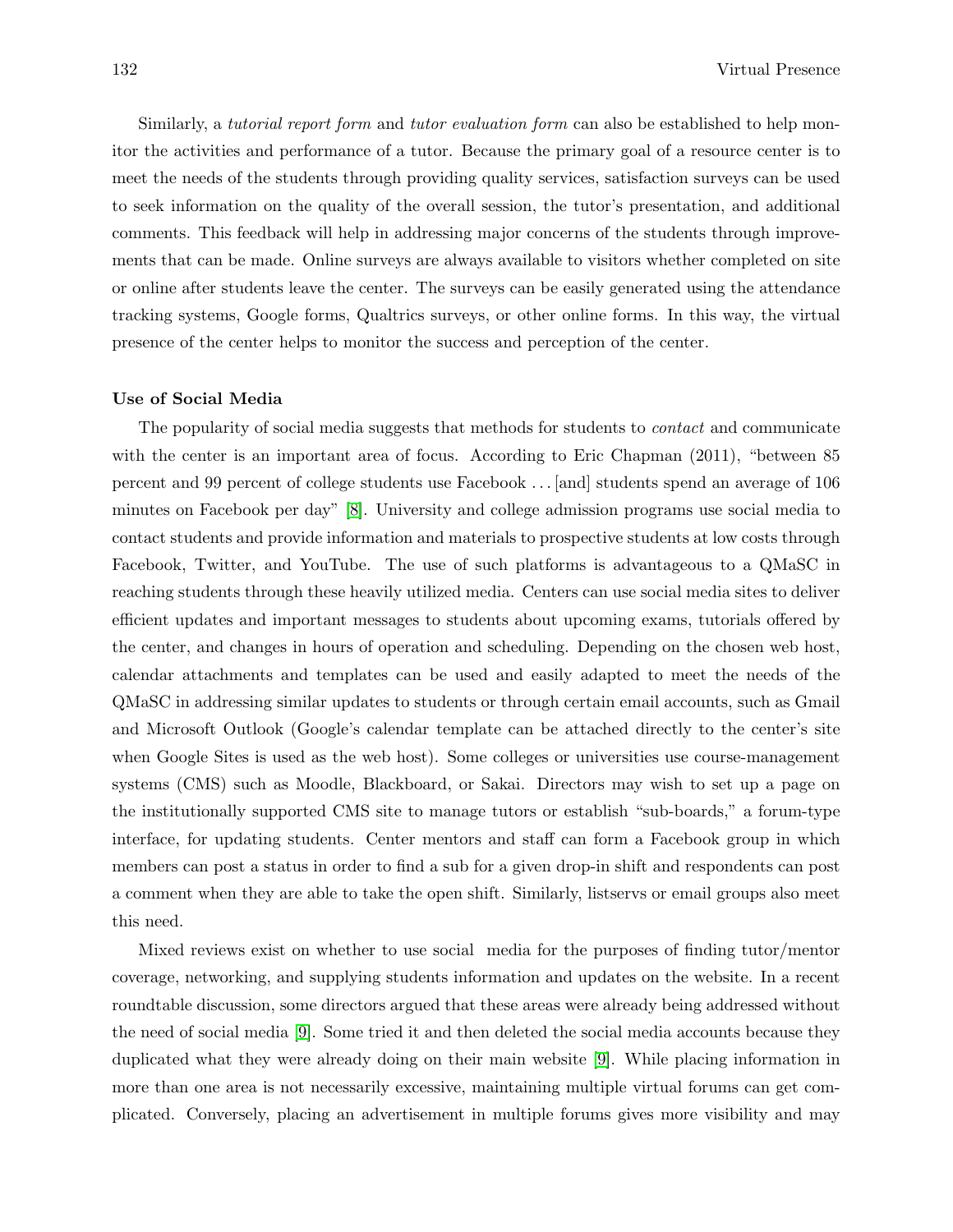Similarly, a *tutorial report form* and *tutor evaluation form* can also be established to help monitor the activities and performance of a tutor. Because the primary goal of a resource center is to meet the needs of the students through providing quality services, satisfaction surveys can be used to seek information on the quality of the overall session, the tutor's presentation, and additional comments. This feedback will help in addressing major concerns of the students through improvements that can be made. Online surveys are always available to visitors whether completed on site or online after students leave the center. The surveys can be easily generated using the attendance tracking systems, Google forms, Qualtrics surveys, or other online forms. In this way, the virtual presence of the center helps to monitor the success and perception of the center.

**Use of Social Media**

The popularity of social media suggests that methods for students to *contact* and communicate with the center is an important area of focus. According to Eric Chapman (2011), "between 85 percent and 99 percent of college students use Facebook . . . [and] students spend an average of 106 minutes on Facebook per day" [8]. University and college admission programs use social media to contact students and provide information and materials to prospective students at low costs through Facebook, Twitter, and YouTube. The use of such platforms is advantageous to a QMaSC in reaching students through these heavily utilized media. Centers can use social media sites to deliver efficient updates and important messages to students about upcoming exams, tutorials offered by the center, and changes in hours of operation and scheduling. Depending on the chosen web host, calendar attachments and templates can be used and easily adapted to meet the needs of the QMaSC in addressing similar updates to students or through certain email accounts, such as Gmail and Microsoft Outlook (Google's calendar template can be attached directly to the center's site when Google Sites is used as the web host). Some colleges or universities use course-management systems (CMS) such as Moodle, Blackboard, or Sakai. Directors may wish to set up a page on the institutionally supported CMS site to manage tutors or establish "sub-boards," a forum-type interface, for updating students. Center mentors and staff can form a Facebook group in which members can post a status in order to find a sub for a given drop-in shift and respondents can post a comment when they are able to take the open shift. Similarly, listservs or email groups also meet this need.

Mixed reviews exist on whether to use social media for the purposes of finding tutor/mentor coverage, networking, and supplying students information and updates on the website. In a recent roundtable discussion, some directors argued that these areas were already being addressed without the need of social media [9]. Some tried it and then deleted the social media accounts because they duplicated what they were already doing on their main website [9]. While placing information in more than one area is not necessarily excessive, maintaining multiple virtual forums can get complicated. Conversely, placing an advertisement in multiple forums gives more visibility and may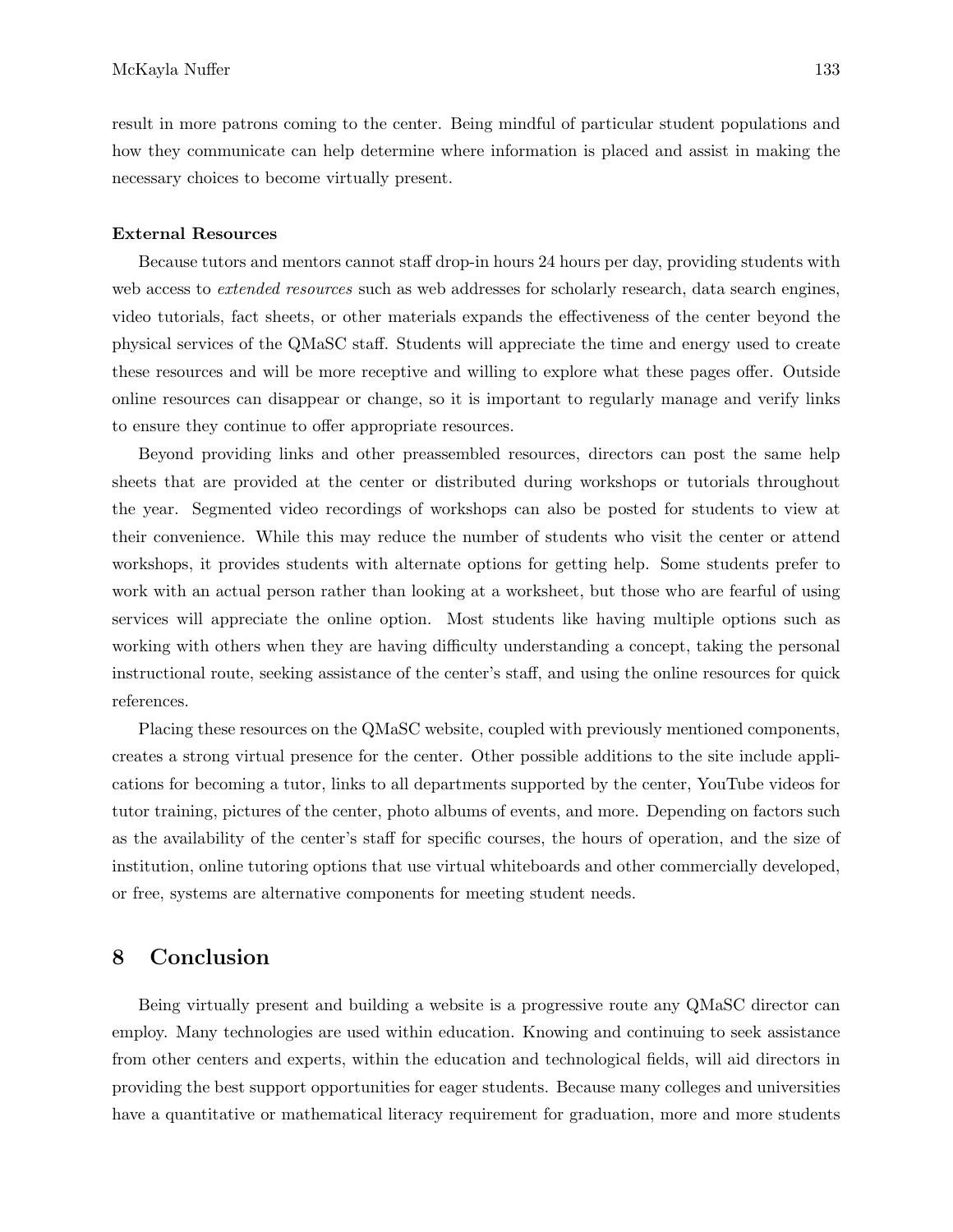result in more patrons coming to the center. Being mindful of particular student populations and how they communicate can help determine where information is placed and assist in making the necessary choices to become virtually present.

### External Resources

Because tutors and mentors cannot staff drop-in hours 24 hours per day, providing students with web access to *extended resources* such as web addresses for scholarly research, data search engines, video tutorials, fact sheets, or other materials expands the effectiveness of the center beyond the physical services of the QMaSC staff. Students will appreciate the time and energy used to create these resources and will be more receptive and willing to explore what these pages offer. Outside online resources can disappear or change, so it is important to regularly manage and verify links to ensure they continue to offer appropriate resources.

Beyond providing links and other preassembled resources, directors can post the same help sheets that are provided at the center or distributed during workshops or tutorials throughout the year. Segmented video recordings of workshops can also be posted for students to view at their convenience. While this may reduce the number of students who visit the center or attend workshops, it provides students with alternate options for getting help. Some students prefer to work with an actual person rather than looking at a worksheet, but those who are fearful of using services will appreciate the online option. Most students like having multiple options such as working with others when they are having difficulty understanding a concept, taking the personal instructional route, seeking assistance of the center's staff, and using the online resources for quick references.

Placing these resources on the QMaSC website, coupled with previously mentioned components, creates a strong virtual presence for the center. Other possible additions to the site include applications for becoming a tutor, links to all departments supported by the center, YouTube videos for tutor training, pictures of the center, photo albums of events, and more. Depending on factors such as the availability of the center's staff for specific courses, the hours of operation, and the size of institution, online tutoring options that use virtual whiteboards and other commercially developed, or free, systems are alternative components for meeting student needs.

## 8 Conclusion

Being virtually present and building a website is a progressive route any QMaSC director can employ. Many technologies are used within education. Knowing and continuing to seek assistance from other centers and experts, within the education and technological fields, will aid directors in providing the best support opportunities for eager students. Because many colleges and universities have a quantitative or mathematical literacy requirement for graduation, more and more students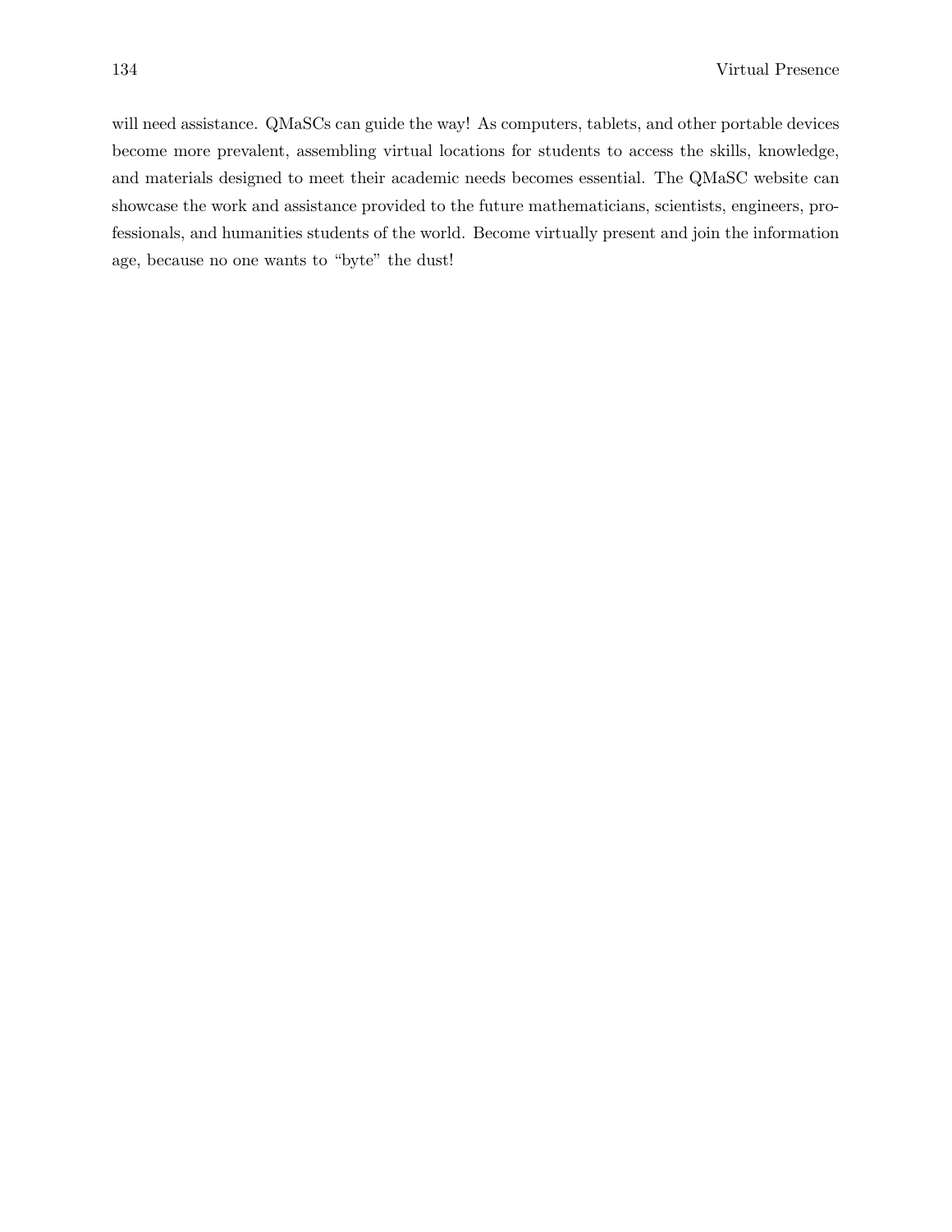will need assistance. QMaSCs can guide the way! As computers, tablets, and other portable devices become more prevalent, assembling virtual locations for students to access the skills, knowledge, and materials designed to meet their academic needs becomes essential. The QMaSC website can showcase the work and assistance provided to the future mathematicians, scientists, engineers, professionals, and humanities students of the world. Become virtually present and join the information age, because no one wants to "byte" the dust!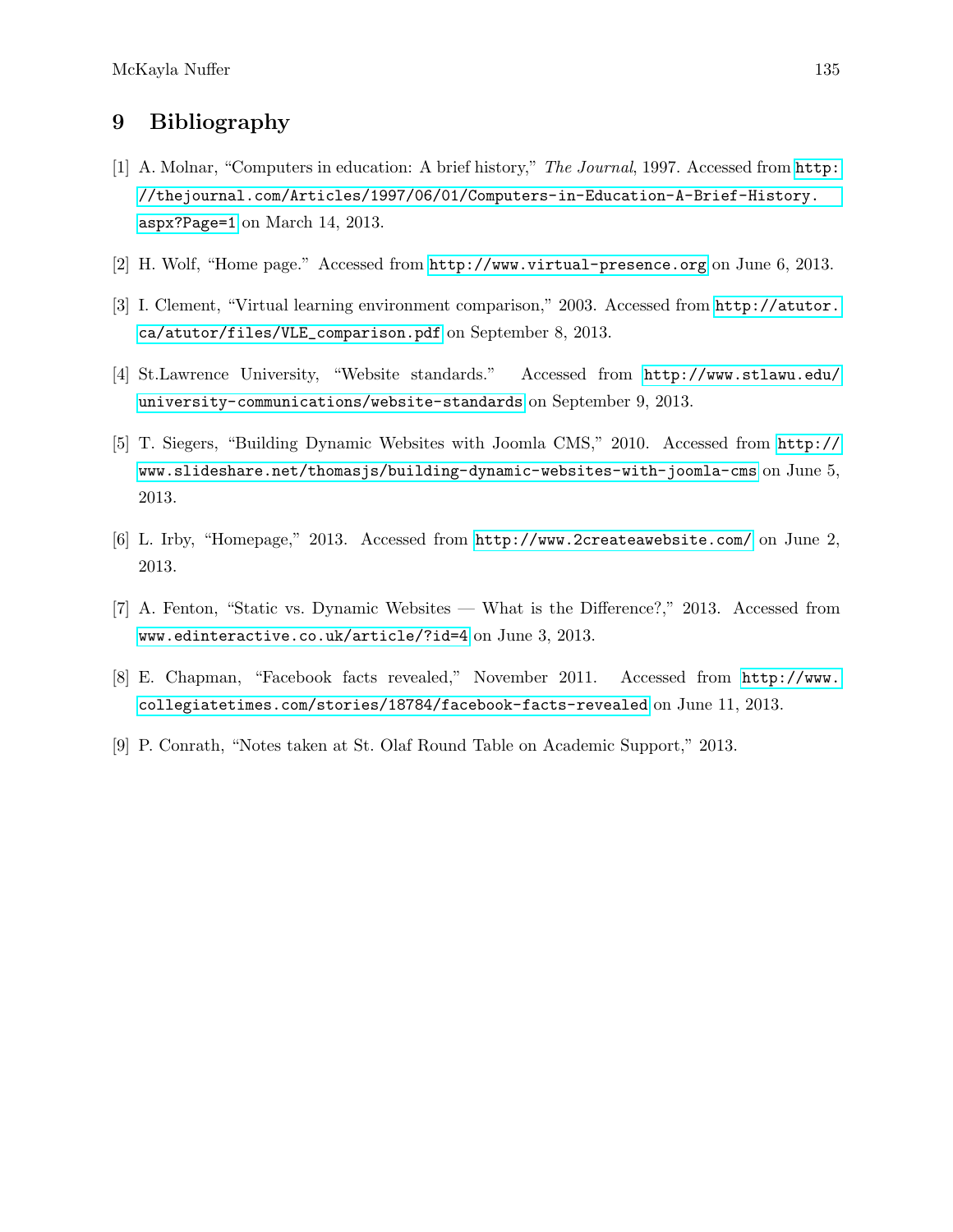# 9 Bibliography

[1] A. Molnar, "Computers in education: A brief history," *The Journal*, 1997. Accessed from http://thejournal.com/Articles/1997/06/01/Computers-in-Education-A-Brief-History.aspx?Page=1 on March 14, 2013.

[2] H. Wolf, "Home page." Accessed from http://www.virtual-presence.org on June 6, 2013.

[3] I. Clement, "Virtual learning environment comparison," 2003. Accessed from http://atutor.ca/atutor/files/VLE_comparison.pdf on September 8, 2013.

[4] St.Lawrence University, "Website standards." Accessed from http://www.stlawu.edu/university-communications/website-standards on September 9, 2013.

[5] T. Siegers, "Building Dynamic Websites with Joomla CMS," 2010. Accessed from http://www.slideshare.net/thomasjs/building-dynamic-websites-with-joomla-cms on June 5, 2013.

[6] L. Irby, "Homepage," 2013. Accessed from http://www.2createawebsite.com/ on June 2, 2013.

[7] A. Fenton, "Static vs. Dynamic Websites — What is the Difference?," 2013. Accessed from www.edinteractive.co.uk/article/?id=4 on June 3, 2013.

[8] E. Chapman, "Facebook facts revealed," November 2011. Accessed from http://www.collegiatetimes.com/stories/18784/facebook-facts-revealed on June 11, 2013.

[9] P. Conrath, "Notes taken at St. Olaf Round Table on Academic Support," 2013.